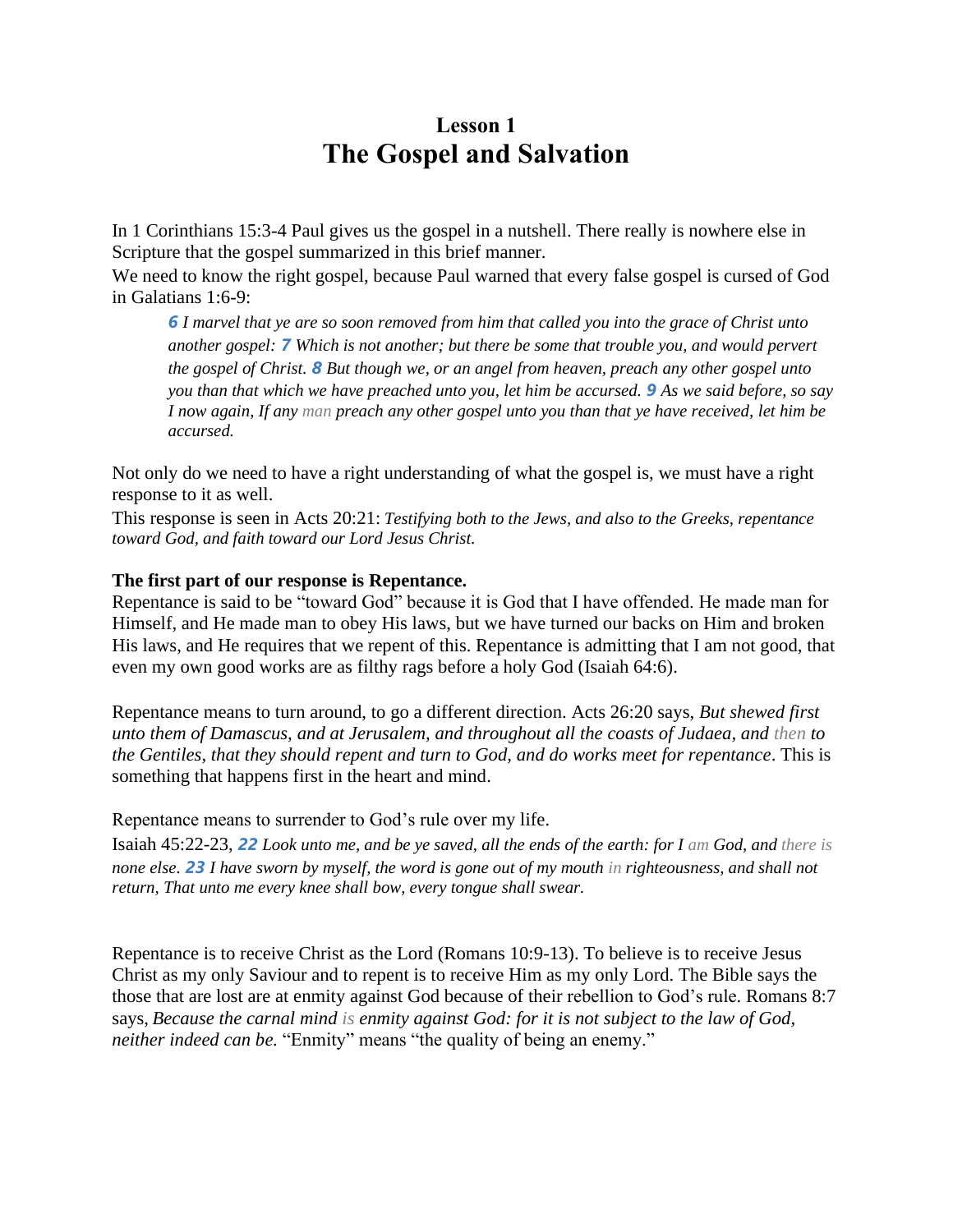# Lesson 1
# The Gospel and Salvation

In 1 Corinthians 15:3-4 Paul gives us the gospel in a nutshell. There really is nowhere else in Scripture that the gospel summarized in this brief manner.

We need to know the right gospel, because Paul warned that every false gospel is cursed of God in Galatians 1:6-9:

> ***6*** *I marvel that ye are so soon removed from him that called you into the grace of Christ unto another gospel:* ***7*** *Which is not another; but there be some that trouble you, and would pervert the gospel of Christ.* ***8*** *But though we, or an angel from heaven, preach any other gospel unto you than that which we have preached unto you, let him be accursed.* ***9*** *As we said before, so say I now again, If any man preach any other gospel unto you than that ye have received, let him be accursed.*

Not only do we need to have a right understanding of what the gospel is, we must have a right response to it as well.

This response is seen in Acts 20:21: *Testifying both to the Jews, and also to the Greeks, repentance toward God, and faith toward our Lord Jesus Christ.*

**The first part of our response is Repentance.**

Repentance is said to be "toward God" because it is God that I have offended. He made man for Himself, and He made man to obey His laws, but we have turned our backs on Him and broken His laws, and He requires that we repent of this. Repentance is admitting that I am not good, that even my own good works are as filthy rags before a holy God (Isaiah 64:6).

Repentance means to turn around, to go a different direction. Acts 26:20 says, *But shewed first unto them of Damascus, and at Jerusalem, and throughout all the coasts of Judaea, and then to the Gentiles, that they should repent and turn to God, and do works meet for repentance*. This is something that happens first in the heart and mind.

Repentance means to surrender to God's rule over my life.

Isaiah 45:22-23, ***22*** *Look unto me, and be ye saved, all the ends of the earth: for I am God, and there is none else.* ***23*** *I have sworn by myself, the word is gone out of my mouth in righteousness, and shall not return, That unto me every knee shall bow, every tongue shall swear.*

Repentance is to receive Christ as the Lord (Romans 10:9-13). To believe is to receive Jesus Christ as my only Saviour and to repent is to receive Him as my only Lord. The Bible says the those that are lost are at enmity against God because of their rebellion to God's rule. Romans 8:7 says, *Because the carnal mind is enmity against God: for it is not subject to the law of God, neither indeed can be.* "Enmity" means "the quality of being an enemy."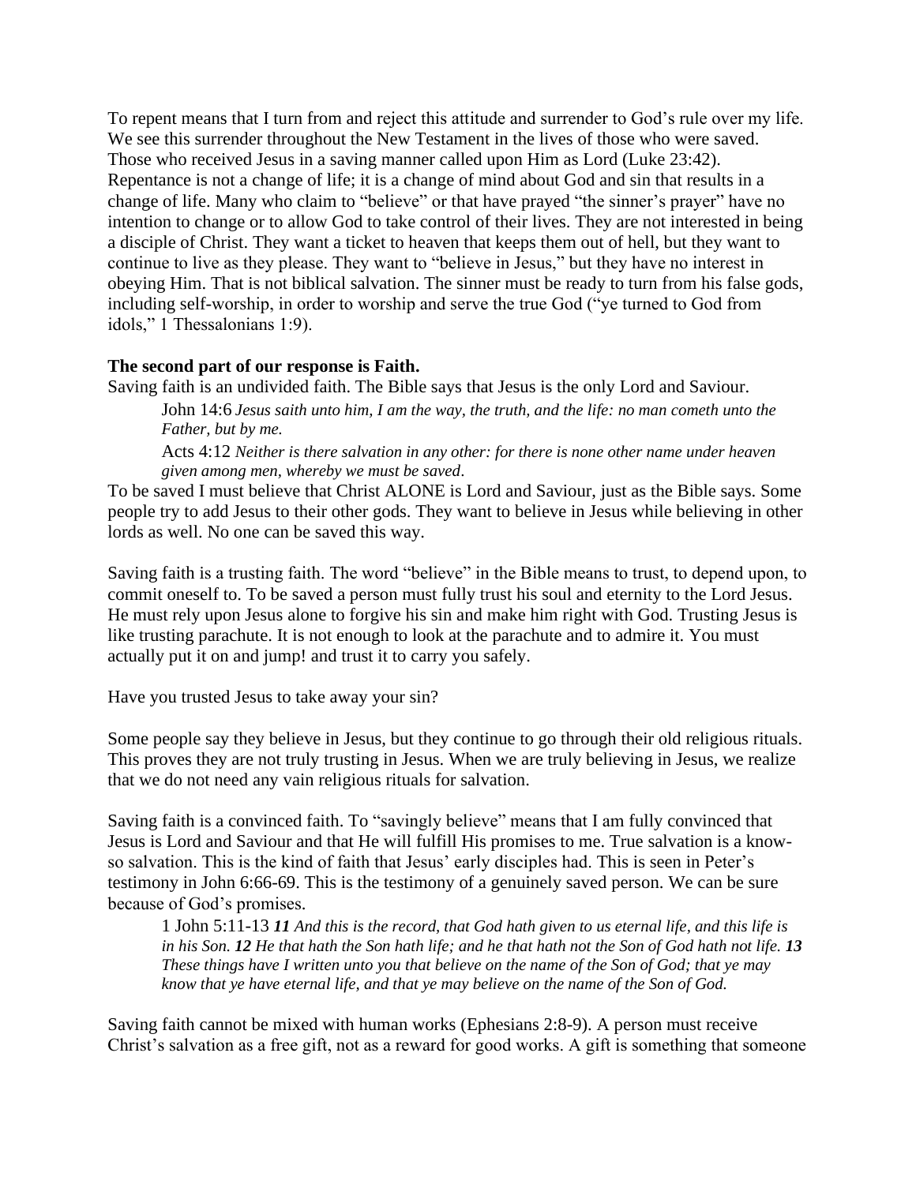To repent means that I turn from and reject this attitude and surrender to God's rule over my life. We see this surrender throughout the New Testament in the lives of those who were saved. Those who received Jesus in a saving manner called upon Him as Lord (Luke 23:42). Repentance is not a change of life; it is a change of mind about God and sin that results in a change of life. Many who claim to "believe" or that have prayed "the sinner's prayer" have no intention to change or to allow God to take control of their lives. They are not interested in being a disciple of Christ. They want a ticket to heaven that keeps them out of hell, but they want to continue to live as they please. They want to "believe in Jesus," but they have no interest in obeying Him. That is not biblical salvation. The sinner must be ready to turn from his false gods, including self-worship, in order to worship and serve the true God ("ye turned to God from idols," 1 Thessalonians 1:9).

**The second part of our response is Faith.**

Saving faith is an undivided faith. The Bible says that Jesus is the only Lord and Saviour.

> John 14:6 *Jesus saith unto him, I am the way, the truth, and the life: no man cometh unto the Father, but by me.*
>
> Acts 4:12 *Neither is there salvation in any other: for there is none other name under heaven given among men, whereby we must be saved*.

To be saved I must believe that Christ ALONE is Lord and Saviour, just as the Bible says. Some people try to add Jesus to their other gods. They want to believe in Jesus while believing in other lords as well. No one can be saved this way.

Saving faith is a trusting faith. The word "believe" in the Bible means to trust, to depend upon, to commit oneself to. To be saved a person must fully trust his soul and eternity to the Lord Jesus. He must rely upon Jesus alone to forgive his sin and make him right with God. Trusting Jesus is like trusting parachute. It is not enough to look at the parachute and to admire it. You must actually put it on and jump! and trust it to carry you safely.

Have you trusted Jesus to take away your sin?

Some people say they believe in Jesus, but they continue to go through their old religious rituals. This proves they are not truly trusting in Jesus. When we are truly believing in Jesus, we realize that we do not need any vain religious rituals for salvation.

Saving faith is a convinced faith. To "savingly believe" means that I am fully convinced that Jesus is Lord and Saviour and that He will fulfill His promises to me. True salvation is a know-so salvation. This is the kind of faith that Jesus' early disciples had. This is seen in Peter's testimony in John 6:66-69. This is the testimony of a genuinely saved person. We can be sure because of God's promises.

> 1 John 5:11-13 ***11*** *And this is the record, that God hath given to us eternal life, and this life is in his Son.* ***12*** *He that hath the Son hath life; and he that hath not the Son of God hath not life.* ***13*** *These things have I written unto you that believe on the name of the Son of God; that ye may know that ye have eternal life, and that ye may believe on the name of the Son of God.*

Saving faith cannot be mixed with human works (Ephesians 2:8-9). A person must receive Christ's salvation as a free gift, not as a reward for good works. A gift is something that someone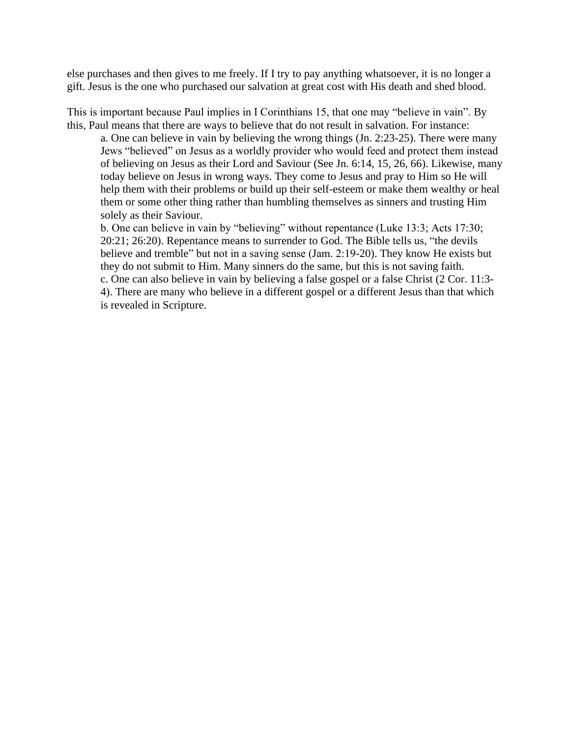else purchases and then gives to me freely. If I try to pay anything whatsoever, it is no longer a gift. Jesus is the one who purchased our salvation at great cost with His death and shed blood.

This is important because Paul implies in I Corinthians 15, that one may "believe in vain". By this, Paul means that there are ways to believe that do not result in salvation. For instance:

> a. One can believe in vain by believing the wrong things (Jn. 2:23-25). There were many Jews "believed" on Jesus as a worldly provider who would feed and protect them instead of believing on Jesus as their Lord and Saviour (See Jn. 6:14, 15, 26, 66). Likewise, many today believe on Jesus in wrong ways. They come to Jesus and pray to Him so He will help them with their problems or build up their self-esteem or make them wealthy or heal them or some other thing rather than humbling themselves as sinners and trusting Him solely as their Saviour.
>
> b. One can believe in vain by "believing" without repentance (Luke 13:3; Acts 17:30; 20:21; 26:20). Repentance means to surrender to God. The Bible tells us, "the devils believe and tremble" but not in a saving sense (Jam. 2:19-20). They know He exists but they do not submit to Him. Many sinners do the same, but this is not saving faith.
>
> c. One can also believe in vain by believing a false gospel or a false Christ (2 Cor. 11:3-4). There are many who believe in a different gospel or a different Jesus than that which is revealed in Scripture.